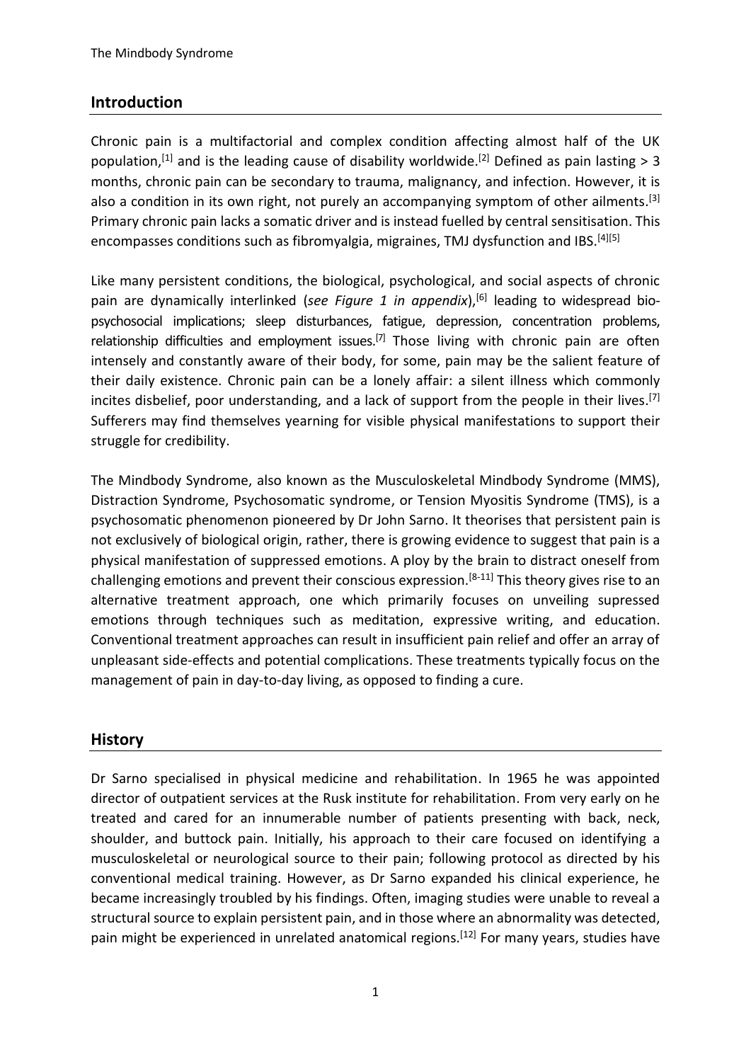## Introduction

Chronic pain is a multifactorial and complex condition affecting almost half of the UK population,[1] and is the leading cause of disability worldwide.[2] Defined as pain lasting > 3 months, chronic pain can be secondary to trauma, malignancy, and infection. However, it is also a condition in its own right, not purely an accompanying symptom of other ailments.[3] Primary chronic pain lacks a somatic driver and is instead fuelled by central sensitisation. This encompasses conditions such as fibromyalgia, migraines, TMJ dysfunction and IBS.[4][5]

Like many persistent conditions, the biological, psychological, and social aspects of chronic pain are dynamically interlinked (*see Figure 1 in appendix*),[6] leading to widespread bio-psychosocial implications; sleep disturbances, fatigue, depression, concentration problems, relationship difficulties and employment issues.[7] Those living with chronic pain are often intensely and constantly aware of their body, for some, pain may be the salient feature of their daily existence. Chronic pain can be a lonely affair: a silent illness which commonly incites disbelief, poor understanding, and a lack of support from the people in their lives.[7] Sufferers may find themselves yearning for visible physical manifestations to support their struggle for credibility.

The Mindbody Syndrome, also known as the Musculoskeletal Mindbody Syndrome (MMS), Distraction Syndrome, Psychosomatic syndrome, or Tension Myositis Syndrome (TMS), is a psychosomatic phenomenon pioneered by Dr John Sarno. It theorises that persistent pain is not exclusively of biological origin, rather, there is growing evidence to suggest that pain is a physical manifestation of suppressed emotions. A ploy by the brain to distract oneself from challenging emotions and prevent their conscious expression.[8-11] This theory gives rise to an alternative treatment approach, one which primarily focuses on unveiling supressed emotions through techniques such as meditation, expressive writing, and education. Conventional treatment approaches can result in insufficient pain relief and offer an array of unpleasant side-effects and potential complications. These treatments typically focus on the management of pain in day-to-day living, as opposed to finding a cure.

## History

Dr Sarno specialised in physical medicine and rehabilitation. In 1965 he was appointed director of outpatient services at the Rusk institute for rehabilitation. From very early on he treated and cared for an innumerable number of patients presenting with back, neck, shoulder, and buttock pain. Initially, his approach to their care focused on identifying a musculoskeletal or neurological source to their pain; following protocol as directed by his conventional medical training. However, as Dr Sarno expanded his clinical experience, he became increasingly troubled by his findings. Often, imaging studies were unable to reveal a structural source to explain persistent pain, and in those where an abnormality was detected, pain might be experienced in unrelated anatomical regions.[12] For many years, studies have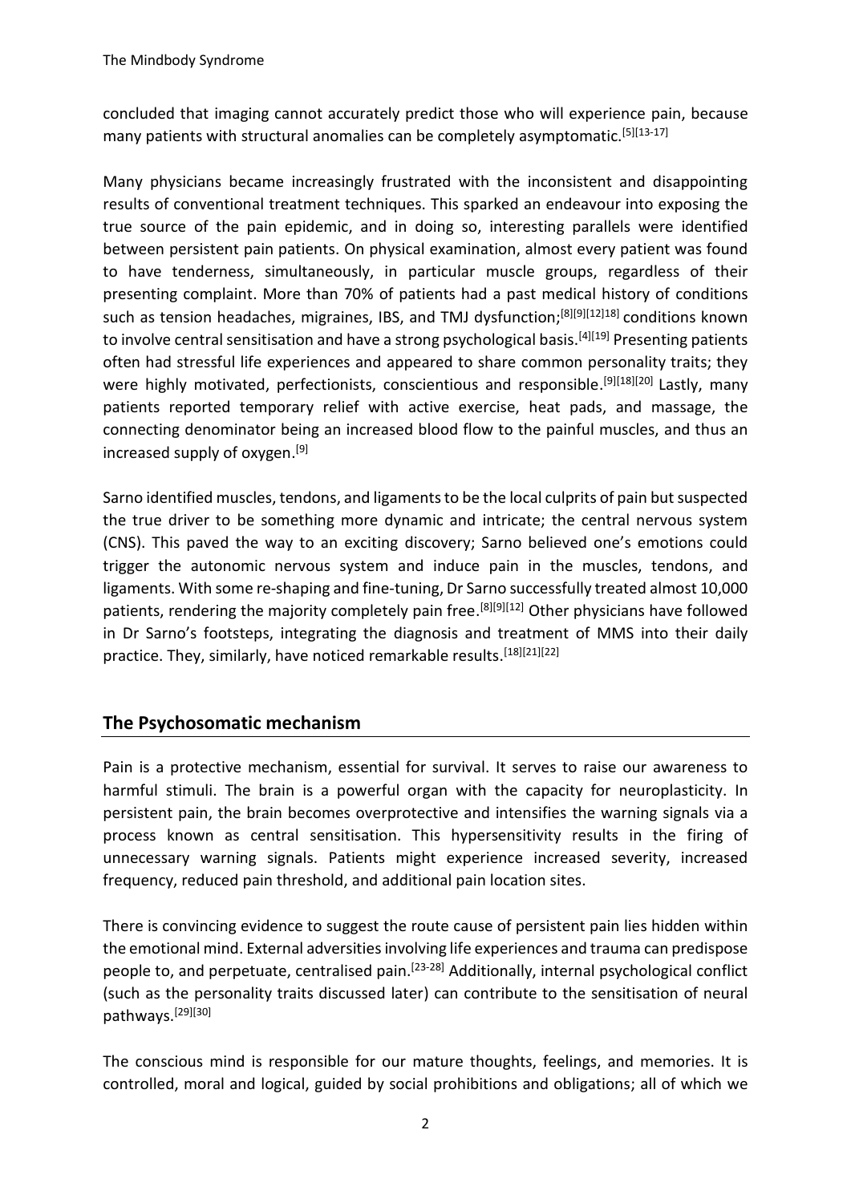concluded that imaging cannot accurately predict those who will experience pain, because many patients with structural anomalies can be completely asymptomatic.[5][13-17]

Many physicians became increasingly frustrated with the inconsistent and disappointing results of conventional treatment techniques. This sparked an endeavour into exposing the true source of the pain epidemic, and in doing so, interesting parallels were identified between persistent pain patients. On physical examination, almost every patient was found to have tenderness, simultaneously, in particular muscle groups, regardless of their presenting complaint. More than 70% of patients had a past medical history of conditions such as tension headaches, migraines, IBS, and TMJ dysfunction;[8][9][12]18] conditions known to involve central sensitisation and have a strong psychological basis.[4][19] Presenting patients often had stressful life experiences and appeared to share common personality traits; they were highly motivated, perfectionists, conscientious and responsible.[9][18][20] Lastly, many patients reported temporary relief with active exercise, heat pads, and massage, the connecting denominator being an increased blood flow to the painful muscles, and thus an increased supply of oxygen.[9]

Sarno identified muscles, tendons, and ligaments to be the local culprits of pain but suspected the true driver to be something more dynamic and intricate; the central nervous system (CNS). This paved the way to an exciting discovery; Sarno believed one's emotions could trigger the autonomic nervous system and induce pain in the muscles, tendons, and ligaments. With some re-shaping and fine-tuning, Dr Sarno successfully treated almost 10,000 patients, rendering the majority completely pain free.[8][9][12] Other physicians have followed in Dr Sarno's footsteps, integrating the diagnosis and treatment of MMS into their daily practice. They, similarly, have noticed remarkable results.[18][21][22]

## The Psychosomatic mechanism

Pain is a protective mechanism, essential for survival. It serves to raise our awareness to harmful stimuli. The brain is a powerful organ with the capacity for neuroplasticity. In persistent pain, the brain becomes overprotective and intensifies the warning signals via a process known as central sensitisation. This hypersensitivity results in the firing of unnecessary warning signals. Patients might experience increased severity, increased frequency, reduced pain threshold, and additional pain location sites.

There is convincing evidence to suggest the route cause of persistent pain lies hidden within the emotional mind. External adversities involving life experiences and trauma can predispose people to, and perpetuate, centralised pain.[23-28] Additionally, internal psychological conflict (such as the personality traits discussed later) can contribute to the sensitisation of neural pathways.[29][30]

The conscious mind is responsible for our mature thoughts, feelings, and memories. It is controlled, moral and logical, guided by social prohibitions and obligations; all of which we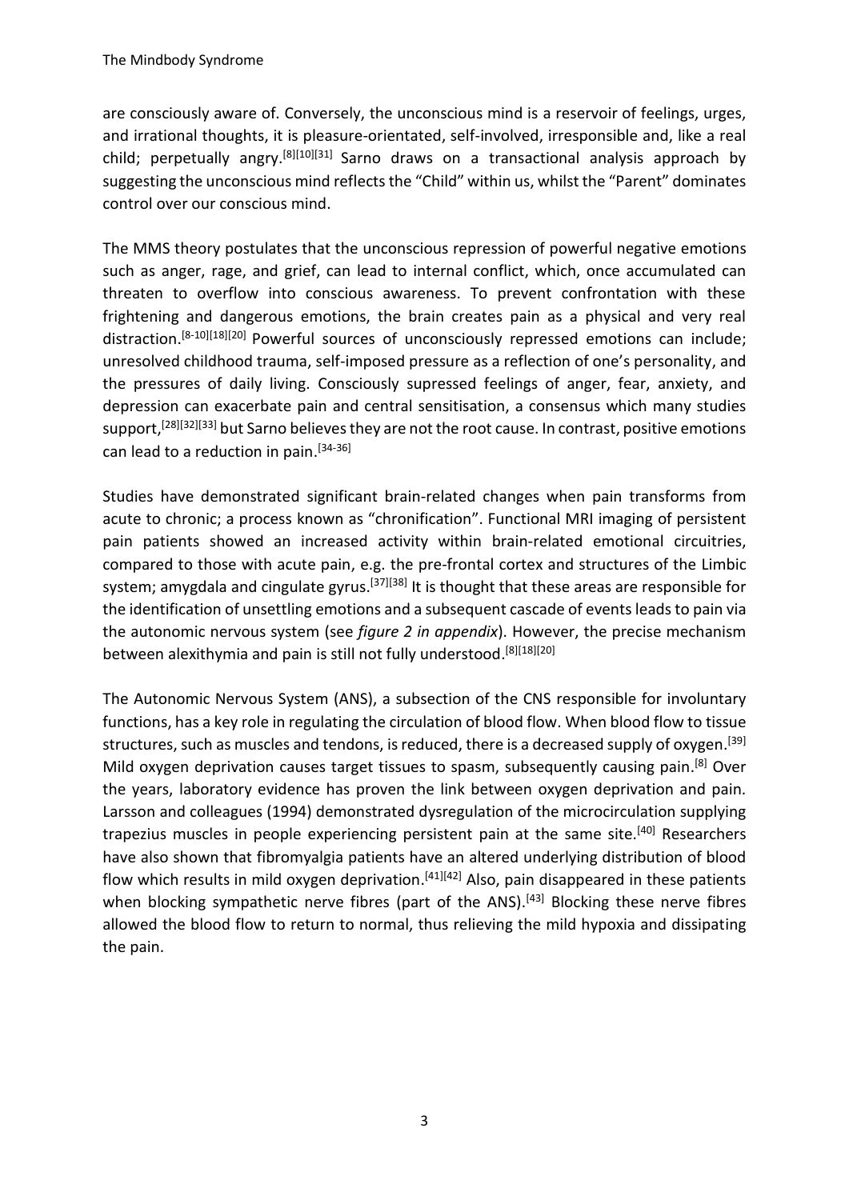are consciously aware of. Conversely, the unconscious mind is a reservoir of feelings, urges, and irrational thoughts, it is pleasure-orientated, self-involved, irresponsible and, like a real child; perpetually angry.[8][10][31] Sarno draws on a transactional analysis approach by suggesting the unconscious mind reflects the "Child" within us, whilst the "Parent" dominates control over our conscious mind.

The MMS theory postulates that the unconscious repression of powerful negative emotions such as anger, rage, and grief, can lead to internal conflict, which, once accumulated can threaten to overflow into conscious awareness. To prevent confrontation with these frightening and dangerous emotions, the brain creates pain as a physical and very real distraction.[8-10][18][20] Powerful sources of unconsciously repressed emotions can include; unresolved childhood trauma, self-imposed pressure as a reflection of one's personality, and the pressures of daily living. Consciously supressed feelings of anger, fear, anxiety, and depression can exacerbate pain and central sensitisation, a consensus which many studies support,[28][32][33] but Sarno believes they are not the root cause. In contrast, positive emotions can lead to a reduction in pain.[34-36]

Studies have demonstrated significant brain-related changes when pain transforms from acute to chronic; a process known as "chronification". Functional MRI imaging of persistent pain patients showed an increased activity within brain-related emotional circuitries, compared to those with acute pain, e.g. the pre-frontal cortex and structures of the Limbic system; amygdala and cingulate gyrus.[37][38] It is thought that these areas are responsible for the identification of unsettling emotions and a subsequent cascade of events leads to pain via the autonomic nervous system (see *figure 2 in appendix*). However, the precise mechanism between alexithymia and pain is still not fully understood.[8][18][20]

The Autonomic Nervous System (ANS), a subsection of the CNS responsible for involuntary functions, has a key role in regulating the circulation of blood flow. When blood flow to tissue structures, such as muscles and tendons, is reduced, there is a decreased supply of oxygen.[39] Mild oxygen deprivation causes target tissues to spasm, subsequently causing pain.[8] Over the years, laboratory evidence has proven the link between oxygen deprivation and pain. Larsson and colleagues (1994) demonstrated dysregulation of the microcirculation supplying trapezius muscles in people experiencing persistent pain at the same site.[40] Researchers have also shown that fibromyalgia patients have an altered underlying distribution of blood flow which results in mild oxygen deprivation.[41][42] Also, pain disappeared in these patients when blocking sympathetic nerve fibres (part of the ANS).[43] Blocking these nerve fibres allowed the blood flow to return to normal, thus relieving the mild hypoxia and dissipating the pain.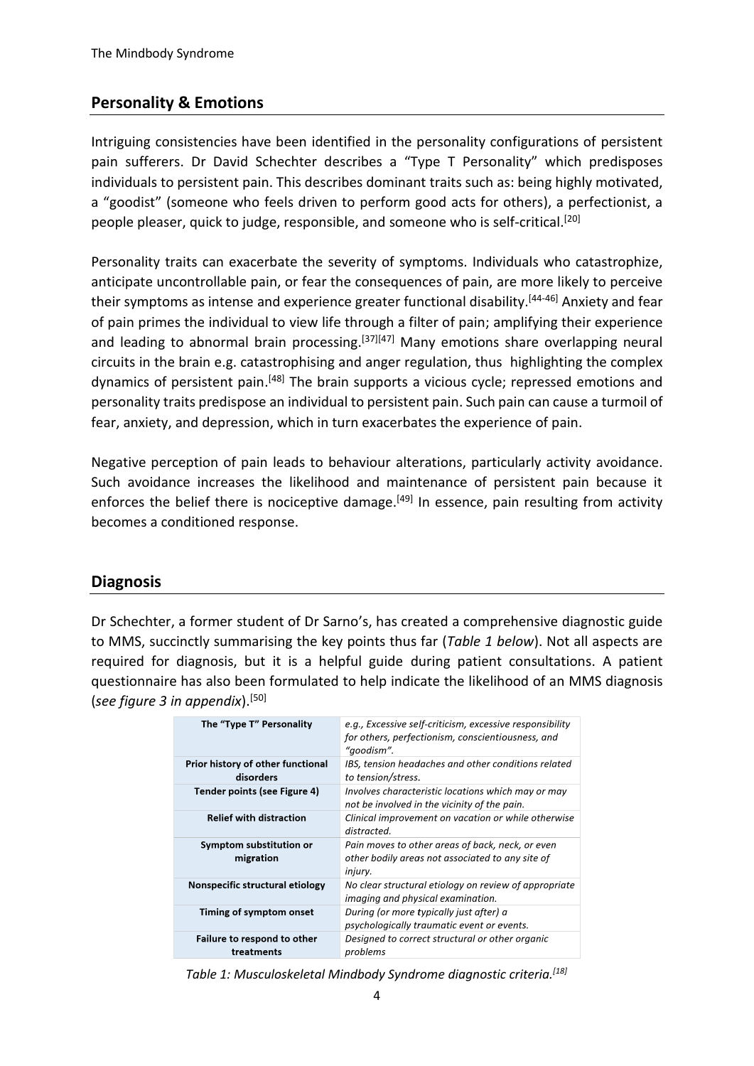## Personality & Emotions

Intriguing consistencies have been identified in the personality configurations of persistent pain sufferers. Dr David Schechter describes a "Type T Personality" which predisposes individuals to persistent pain. This describes dominant traits such as: being highly motivated, a "goodist" (someone who feels driven to perform good acts for others), a perfectionist, a people pleaser, quick to judge, responsible, and someone who is self-critical.[20]

Personality traits can exacerbate the severity of symptoms. Individuals who catastrophize, anticipate uncontrollable pain, or fear the consequences of pain, are more likely to perceive their symptoms as intense and experience greater functional disability.[44-46] Anxiety and fear of pain primes the individual to view life through a filter of pain; amplifying their experience and leading to abnormal brain processing.[37][47] Many emotions share overlapping neural circuits in the brain e.g. catastrophising and anger regulation, thus highlighting the complex dynamics of persistent pain.[48] The brain supports a vicious cycle; repressed emotions and personality traits predispose an individual to persistent pain. Such pain can cause a turmoil of fear, anxiety, and depression, which in turn exacerbates the experience of pain.

Negative perception of pain leads to behaviour alterations, particularly activity avoidance. Such avoidance increases the likelihood and maintenance of persistent pain because it enforces the belief there is nociceptive damage.[49] In essence, pain resulting from activity becomes a conditioned response.

## Diagnosis

Dr Schechter, a former student of Dr Sarno's, has created a comprehensive diagnostic guide to MMS, succinctly summarising the key points thus far (*Table 1 below*). Not all aspects are required for diagnosis, but it is a helpful guide during patient consultations. A patient questionnaire has also been formulated to help indicate the likelihood of an MMS diagnosis (*see figure 3 in appendix*).[50]

| | |
|---|---|
| **The "Type T" Personality** | *e.g., Excessive self-criticism, excessive responsibility for others, perfectionism, conscientiousness, and "goodism".* |
| **Prior history of other functional disorders** | *IBS, tension headaches and other conditions related to tension/stress.* |
| **Tender points (see Figure 4)** | *Involves characteristic locations which may or may not be involved in the vicinity of the pain.* |
| **Relief with distraction** | *Clinical improvement on vacation or while otherwise distracted.* |
| **Symptom substitution or migration** | *Pain moves to other areas of back, neck, or even other bodily areas not associated to any site of injury.* |
| **Nonspecific structural etiology** | *No clear structural etiology on review of appropriate imaging and physical examination.* |
| **Timing of symptom onset** | *During (or more typically just after) a psychologically traumatic event or events.* |
| **Failure to respond to other treatments** | *Designed to correct structural or other organic problems* |

*Table 1: Musculoskeletal Mindbody Syndrome diagnostic criteria.[18]*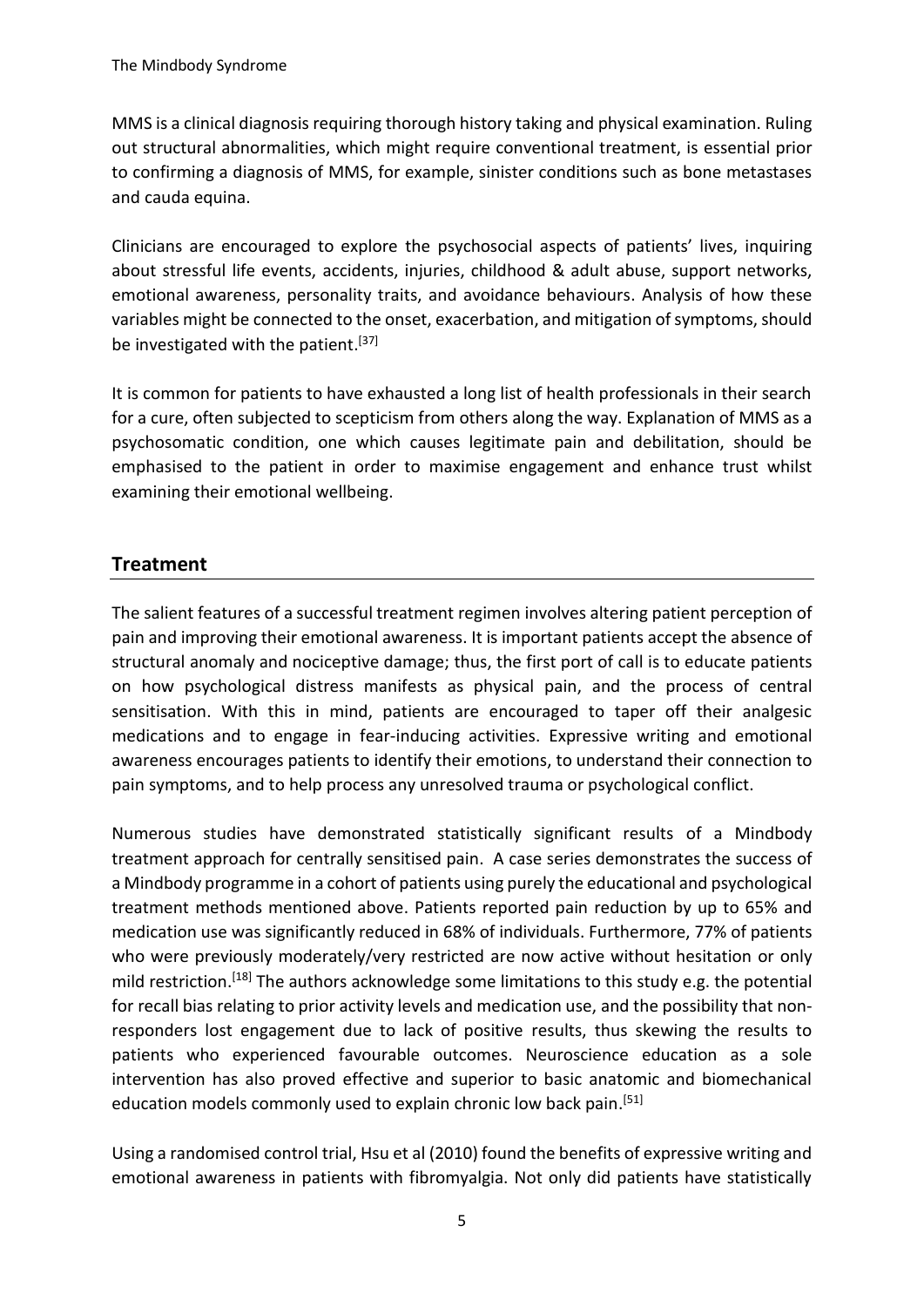MMS is a clinical diagnosis requiring thorough history taking and physical examination. Ruling out structural abnormalities, which might require conventional treatment, is essential prior to confirming a diagnosis of MMS, for example, sinister conditions such as bone metastases and cauda equina.

Clinicians are encouraged to explore the psychosocial aspects of patients' lives, inquiring about stressful life events, accidents, injuries, childhood & adult abuse, support networks, emotional awareness, personality traits, and avoidance behaviours. Analysis of how these variables might be connected to the onset, exacerbation, and mitigation of symptoms, should be investigated with the patient.[37]

It is common for patients to have exhausted a long list of health professionals in their search for a cure, often subjected to scepticism from others along the way. Explanation of MMS as a psychosomatic condition, one which causes legitimate pain and debilitation, should be emphasised to the patient in order to maximise engagement and enhance trust whilst examining their emotional wellbeing.

## Treatment

The salient features of a successful treatment regimen involves altering patient perception of pain and improving their emotional awareness. It is important patients accept the absence of structural anomaly and nociceptive damage; thus, the first port of call is to educate patients on how psychological distress manifests as physical pain, and the process of central sensitisation. With this in mind, patients are encouraged to taper off their analgesic medications and to engage in fear-inducing activities. Expressive writing and emotional awareness encourages patients to identify their emotions, to understand their connection to pain symptoms, and to help process any unresolved trauma or psychological conflict.

Numerous studies have demonstrated statistically significant results of a Mindbody treatment approach for centrally sensitised pain. A case series demonstrates the success of a Mindbody programme in a cohort of patients using purely the educational and psychological treatment methods mentioned above. Patients reported pain reduction by up to 65% and medication use was significantly reduced in 68% of individuals. Furthermore, 77% of patients who were previously moderately/very restricted are now active without hesitation or only mild restriction.[18] The authors acknowledge some limitations to this study e.g. the potential for recall bias relating to prior activity levels and medication use, and the possibility that non-responders lost engagement due to lack of positive results, thus skewing the results to patients who experienced favourable outcomes. Neuroscience education as a sole intervention has also proved effective and superior to basic anatomic and biomechanical education models commonly used to explain chronic low back pain.[51]

Using a randomised control trial, Hsu et al (2010) found the benefits of expressive writing and emotional awareness in patients with fibromyalgia. Not only did patients have statistically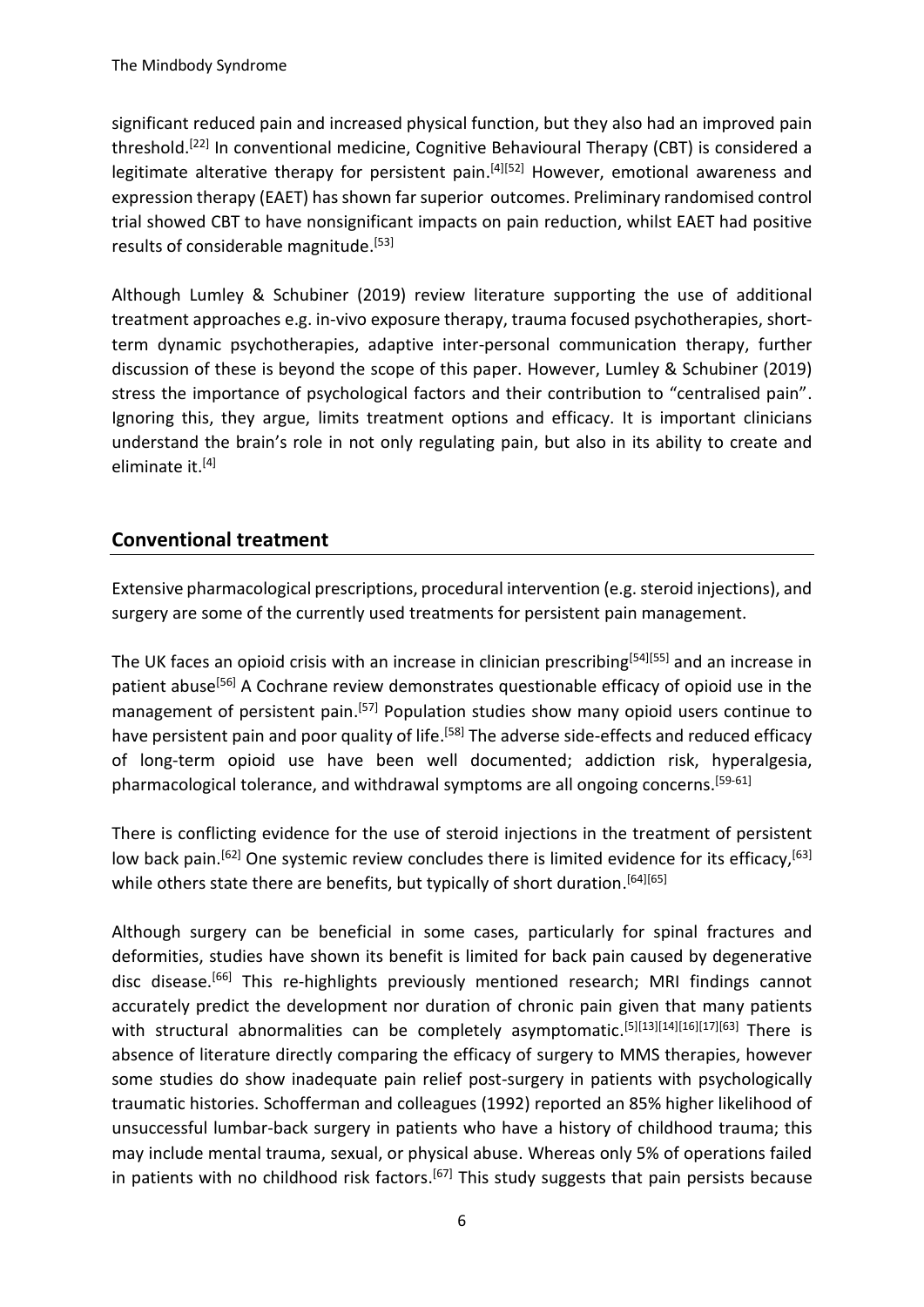significant reduced pain and increased physical function, but they also had an improved pain threshold.[22] In conventional medicine, Cognitive Behavioural Therapy (CBT) is considered a legitimate alterative therapy for persistent pain.[4][52] However, emotional awareness and expression therapy (EAET) has shown far superior outcomes. Preliminary randomised control trial showed CBT to have nonsignificant impacts on pain reduction, whilst EAET had positive results of considerable magnitude.[53]

Although Lumley & Schubiner (2019) review literature supporting the use of additional treatment approaches e.g. in-vivo exposure therapy, trauma focused psychotherapies, short-term dynamic psychotherapies, adaptive inter-personal communication therapy, further discussion of these is beyond the scope of this paper. However, Lumley & Schubiner (2019) stress the importance of psychological factors and their contribution to "centralised pain". Ignoring this, they argue, limits treatment options and efficacy. It is important clinicians understand the brain's role in not only regulating pain, but also in its ability to create and eliminate it.[4]

## Conventional treatment

Extensive pharmacological prescriptions, procedural intervention (e.g. steroid injections), and surgery are some of the currently used treatments for persistent pain management.

The UK faces an opioid crisis with an increase in clinician prescribing[54][55] and an increase in patient abuse[56] A Cochrane review demonstrates questionable efficacy of opioid use in the management of persistent pain.[57] Population studies show many opioid users continue to have persistent pain and poor quality of life.[58] The adverse side-effects and reduced efficacy of long-term opioid use have been well documented; addiction risk, hyperalgesia, pharmacological tolerance, and withdrawal symptoms are all ongoing concerns.[59-61]

There is conflicting evidence for the use of steroid injections in the treatment of persistent low back pain.[62] One systemic review concludes there is limited evidence for its efficacy,[63] while others state there are benefits, but typically of short duration.[64][65]

Although surgery can be beneficial in some cases, particularly for spinal fractures and deformities, studies have shown its benefit is limited for back pain caused by degenerative disc disease.[66] This re-highlights previously mentioned research; MRI findings cannot accurately predict the development nor duration of chronic pain given that many patients with structural abnormalities can be completely asymptomatic.[5][13][14][16][17][63] There is absence of literature directly comparing the efficacy of surgery to MMS therapies, however some studies do show inadequate pain relief post-surgery in patients with psychologically traumatic histories. Schofferman and colleagues (1992) reported an 85% higher likelihood of unsuccessful lumbar-back surgery in patients who have a history of childhood trauma; this may include mental trauma, sexual, or physical abuse. Whereas only 5% of operations failed in patients with no childhood risk factors.[67] This study suggests that pain persists because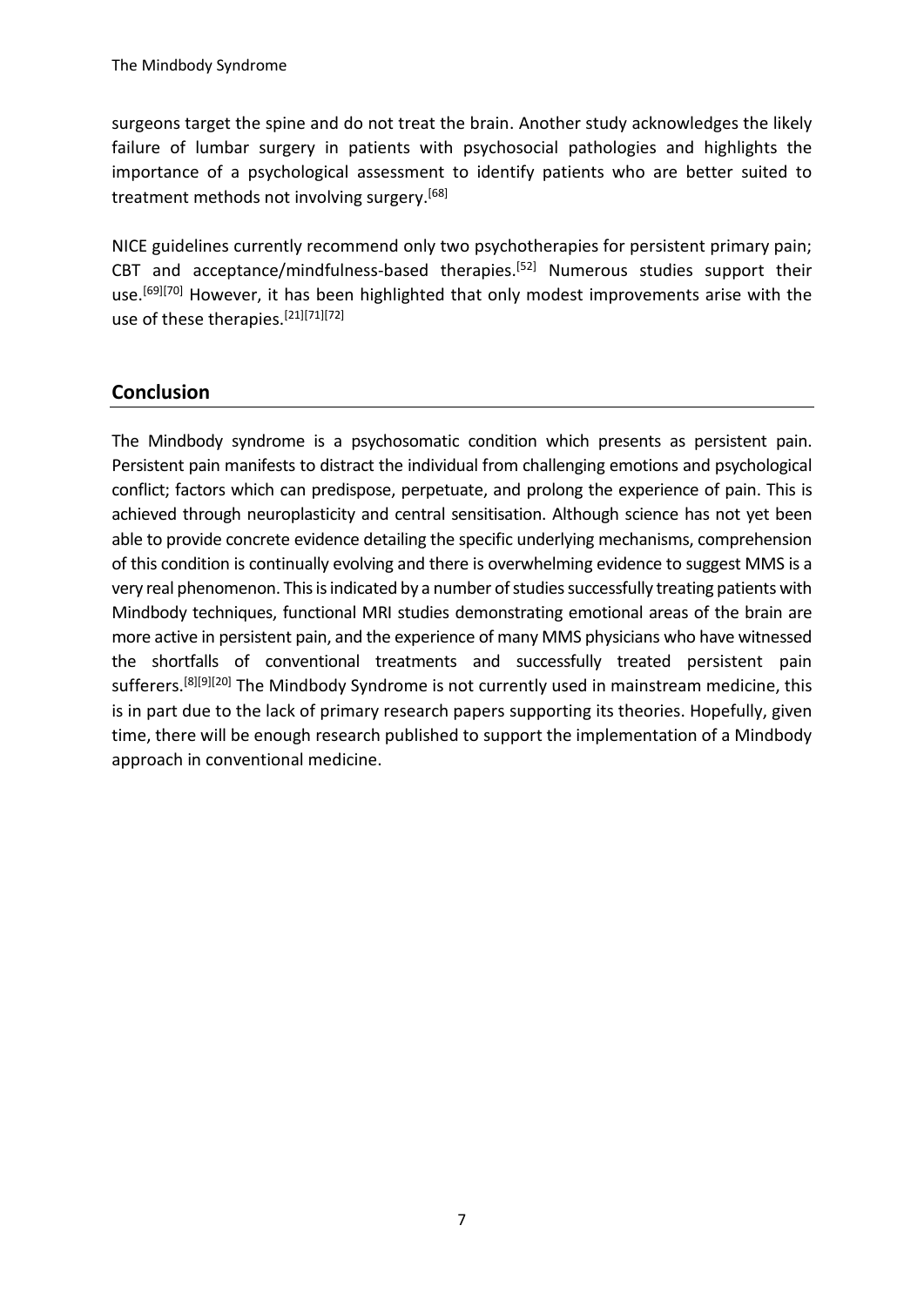surgeons target the spine and do not treat the brain. Another study acknowledges the likely failure of lumbar surgery in patients with psychosocial pathologies and highlights the importance of a psychological assessment to identify patients who are better suited to treatment methods not involving surgery.[68]

NICE guidelines currently recommend only two psychotherapies for persistent primary pain; CBT and acceptance/mindfulness-based therapies.[52] Numerous studies support their use.[69][70] However, it has been highlighted that only modest improvements arise with the use of these therapies.[21][71][72]

## Conclusion

The Mindbody syndrome is a psychosomatic condition which presents as persistent pain. Persistent pain manifests to distract the individual from challenging emotions and psychological conflict; factors which can predispose, perpetuate, and prolong the experience of pain. This is achieved through neuroplasticity and central sensitisation. Although science has not yet been able to provide concrete evidence detailing the specific underlying mechanisms, comprehension of this condition is continually evolving and there is overwhelming evidence to suggest MMS is a very real phenomenon. This is indicated by a number of studies successfully treating patients with Mindbody techniques, functional MRI studies demonstrating emotional areas of the brain are more active in persistent pain, and the experience of many MMS physicians who have witnessed the shortfalls of conventional treatments and successfully treated persistent pain sufferers.[8][9][20] The Mindbody Syndrome is not currently used in mainstream medicine, this is in part due to the lack of primary research papers supporting its theories. Hopefully, given time, there will be enough research published to support the implementation of a Mindbody approach in conventional medicine.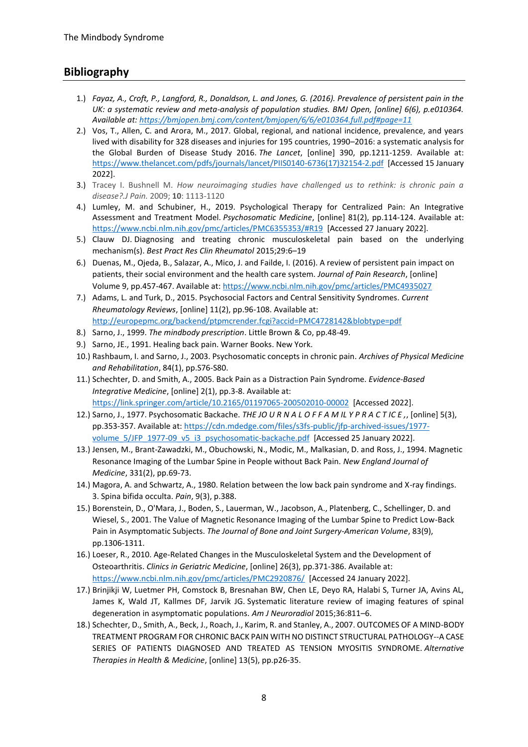## Bibliography

1.) *Fayaz, A., Croft, P., Langford, R., Donaldson, L. and Jones, G. (2016). Prevalence of persistent pain in the UK: a systematic review and meta-analysis of population studies. BMJ Open, [online] 6(6), p.e010364. Available at: https://bmjopen.bmj.com/content/bmjopen/6/6/e010364.full.pdf#page=11*
2.) Vos, T., Allen, C. and Arora, M., 2017. Global, regional, and national incidence, prevalence, and years lived with disability for 328 diseases and injuries for 195 countries, 1990–2016: a systematic analysis for the Global Burden of Disease Study 2016. *The Lancet*, [online] 390, pp.1211-1259. Available at: https://www.thelancet.com/pdfs/journals/lancet/PIIS0140-6736(17)32154-2.pdf [Accessed 15 January 2022].
3.) Tracey I. Bushnell M. *How neuroimaging studies have challenged us to rethink: is chronic pain a disease?.J Pain.* 2009; **10**: 1113-1120
4.) Lumley, M. and Schubiner, H., 2019. Psychological Therapy for Centralized Pain: An Integrative Assessment and Treatment Model. *Psychosomatic Medicine*, [online] 81(2), pp.114-124. Available at: https://www.ncbi.nlm.nih.gov/pmc/articles/PMC6355353/#R19 [Accessed 27 January 2022].
5.) Clauw DJ. Diagnosing and treating chronic musculoskeletal pain based on the underlying mechanism(s). *Best Pract Res Clin Rheumatol* 2015;29:6–19
6.) Duenas, M., Ojeda, B., Salazar, A., Mico, J. and Failde, I. (2016). A review of persistent pain impact on patients, their social environment and the health care system. *Journal of Pain Research*, [online] Volume 9, pp.457-467. Available at: https://www.ncbi.nlm.nih.gov/pmc/articles/PMC4935027
7.) Adams, L. and Turk, D., 2015. Psychosocial Factors and Central Sensitivity Syndromes. *Current Rheumatology Reviews*, [online] 11(2), pp.96-108. Available at: http://europepmc.org/backend/ptpmcrender.fcgi?accid=PMC4728142&blobtype=pdf
8.) Sarno, J., 1999. *The mindbody prescription*. Little Brown & Co, pp.48-49.
9.) Sarno, JE., 1991. Healing back pain. Warner Books. New York.
10.) Rashbaum, I. and Sarno, J., 2003. Psychosomatic concepts in chronic pain. *Archives of Physical Medicine and Rehabilitation*, 84(1), pp.S76-S80.
11.) Schechter, D. and Smith, A., 2005. Back Pain as a Distraction Pain Syndrome. *Evidence-Based Integrative Medicine*, [online] 2(1), pp.3-8. Available at: https://link.springer.com/article/10.2165/01197065-200502010-00002 [Accessed 2022].
12.) Sarno, J., 1977. Psychosomatic Backache. *THE JO U R N A L O F F A M IL Y P R A C T IC E* ,, [online] 5(3), pp.353-357. Available at: https://cdn.mdedge.com/files/s3fs-public/jfp-archived-issues/1977-volume_5/JFP_1977-09_v5_i3_psychosomatic-backache.pdf [Accessed 25 January 2022].
13.) Jensen, M., Brant-Zawadzki, M., Obuchowski, N., Modic, M., Malkasian, D. and Ross, J., 1994. Magnetic Resonance Imaging of the Lumbar Spine in People without Back Pain. *New England Journal of Medicine*, 331(2), pp.69-73.
14.) Magora, A. and Schwartz, A., 1980. Relation between the low back pain syndrome and X-ray findings. 3. Spina bifida occulta. *Pain*, 9(3), p.388.
15.) Borenstein, D., O'Mara, J., Boden, S., Lauerman, W., Jacobson, A., Platenberg, C., Schellinger, D. and Wiesel, S., 2001. The Value of Magnetic Resonance Imaging of the Lumbar Spine to Predict Low-Back Pain in Asymptomatic Subjects. *The Journal of Bone and Joint Surgery-American Volume*, 83(9), pp.1306-1311.
16.) Loeser, R., 2010. Age-Related Changes in the Musculoskeletal System and the Development of Osteoarthritis. *Clinics in Geriatric Medicine*, [online] 26(3), pp.371-386. Available at: https://www.ncbi.nlm.nih.gov/pmc/articles/PMC2920876/ [Accessed 24 January 2022].
17.) Brinjikji W, Luetmer PH, Comstock B, Bresnahan BW, Chen LE, Deyo RA, Halabi S, Turner JA, Avins AL, James K, Wald JT, Kallmes DF, Jarvik JG. Systematic literature review of imaging features of spinal degeneration in asymptomatic populations. *Am J Neuroradiol* 2015;36:811–6.
18.) Schechter, D., Smith, A., Beck, J., Roach, J., Karim, R. and Stanley, A., 2007. OUTCOMES OF A MIND-BODY TREATMENT PROGRAM FOR CHRONIC BACK PAIN WITH NO DISTINCT STRUCTURAL PATHOLOGY--A CASE SERIES OF PATIENTS DIAGNOSED AND TREATED AS TENSION MYOSITIS SYNDROME. *Alternative Therapies in Health & Medicine*, [online] 13(5), pp.p26-35.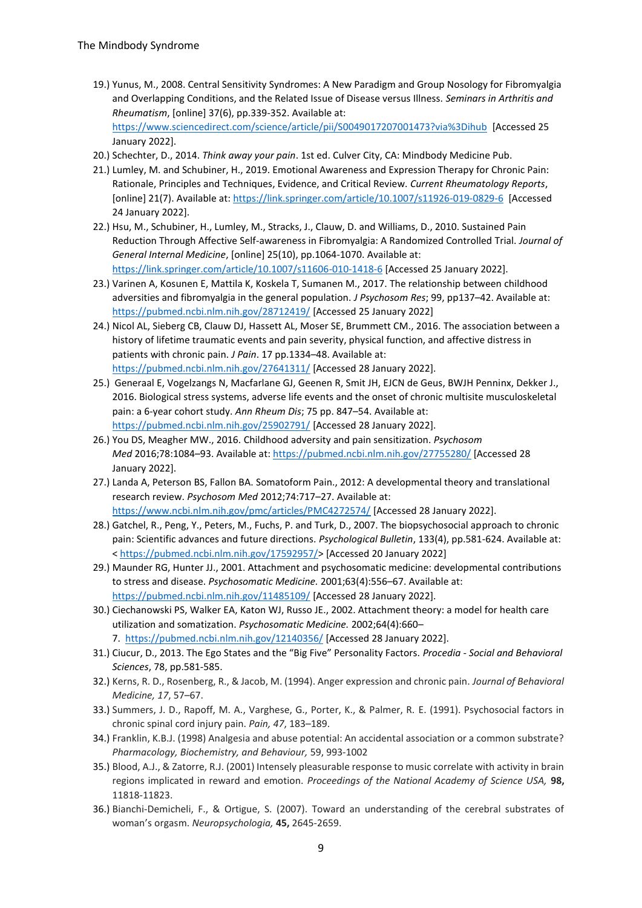19.) Yunus, M., 2008. Central Sensitivity Syndromes: A New Paradigm and Group Nosology for Fibromyalgia and Overlapping Conditions, and the Related Issue of Disease versus Illness. *Seminars in Arthritis and Rheumatism*, [online] 37(6), pp.339-352. Available at: https://www.sciencedirect.com/science/article/pii/S0049017207001473?via%3Dihub [Accessed 25 January 2022].

20.) Schechter, D., 2014. *Think away your pain*. 1st ed. Culver City, CA: Mindbody Medicine Pub.

21.) Lumley, M. and Schubiner, H., 2019. Emotional Awareness and Expression Therapy for Chronic Pain: Rationale, Principles and Techniques, Evidence, and Critical Review. *Current Rheumatology Reports*, [online] 21(7). Available at: https://link.springer.com/article/10.1007/s11926-019-0829-6 [Accessed 24 January 2022].

22.) Hsu, M., Schubiner, H., Lumley, M., Stracks, J., Clauw, D. and Williams, D., 2010. Sustained Pain Reduction Through Affective Self-awareness in Fibromyalgia: A Randomized Controlled Trial. *Journal of General Internal Medicine*, [online] 25(10), pp.1064-1070. Available at: https://link.springer.com/article/10.1007/s11606-010-1418-6 [Accessed 25 January 2022].

23.) Varinen A, Kosunen E, Mattila K, Koskela T, Sumanen M., 2017. The relationship between childhood adversities and fibromyalgia in the general population. *J Psychosom Res*; 99, pp137–42. Available at: https://pubmed.ncbi.nlm.nih.gov/28712419/ [Accessed 25 January 2022]

24.) Nicol AL, Sieberg CB, Clauw DJ, Hassett AL, Moser SE, Brummett CM., 2016. The association between a history of lifetime traumatic events and pain severity, physical function, and affective distress in patients with chronic pain. *J Pain*. 17 pp.1334–48. Available at: https://pubmed.ncbi.nlm.nih.gov/27641311/ [Accessed 28 January 2022].

25.) Generaal E, Vogelzangs N, Macfarlane GJ, Geenen R, Smit JH, EJCN de Geus, BWJH Penninx, Dekker J., 2016. Biological stress systems, adverse life events and the onset of chronic multisite musculoskeletal pain: a 6-year cohort study. *Ann Rheum Dis*; 75 pp. 847–54. Available at: https://pubmed.ncbi.nlm.nih.gov/25902791/ [Accessed 28 January 2022].

26.) You DS, Meagher MW., 2016. Childhood adversity and pain sensitization. *Psychosom Med* 2016;78:1084–93. Available at: https://pubmed.ncbi.nlm.nih.gov/27755280/ [Accessed 28 January 2022].

27.) Landa A, Peterson BS, Fallon BA. Somatoform Pain., 2012: A developmental theory and translational research review. *Psychosom Med* 2012;74:717–27. Available at: https://www.ncbi.nlm.nih.gov/pmc/articles/PMC4272574/ [Accessed 28 January 2022].

28.) Gatchel, R., Peng, Y., Peters, M., Fuchs, P. and Turk, D., 2007. The biopsychosocial approach to chronic pain: Scientific advances and future directions. *Psychological Bulletin*, 133(4), pp.581-624. Available at: < https://pubmed.ncbi.nlm.nih.gov/17592957/> [Accessed 20 January 2022]

29.) Maunder RG, Hunter JJ., 2001. Attachment and psychosomatic medicine: developmental contributions to stress and disease. *Psychosomatic Medicine.* 2001;63(4):556–67. Available at: https://pubmed.ncbi.nlm.nih.gov/11485109/ [Accessed 28 January 2022].

30.) Ciechanowski PS, Walker EA, Katon WJ, Russo JE., 2002. Attachment theory: a model for health care utilization and somatization. *Psychosomatic Medicine.* 2002;64(4):660–7. https://pubmed.ncbi.nlm.nih.gov/12140356/ [Accessed 28 January 2022].

31.) Ciucur, D., 2013. The Ego States and the "Big Five" Personality Factors. *Procedia - Social and Behavioral Sciences*, 78, pp.581-585.

32.) Kerns, R. D., Rosenberg, R., & Jacob, M. (1994). Anger expression and chronic pain. *Journal of Behavioral Medicine, 17*, 57–67.

33.) Summers, J. D., Rapoff, M. A., Varghese, G., Porter, K., & Palmer, R. E. (1991). Psychosocial factors in chronic spinal cord injury pain. *Pain, 47*, 183–189.

34.) Franklin, K.B.J. (1998) Analgesia and abuse potential: An accidental association or a common substrate? *Pharmacology, Biochemistry, and Behaviour,* 59, 993-1002

35.) Blood, A.J., & Zatorre, R.J. (2001) Intensely pleasurable response to music correlate with activity in brain regions implicated in reward and emotion. *Proceedings of the National Academy of Science USA,* **98,** 11818-11823.

36.) Bianchi-Demicheli, F., & Ortigue, S. (2007). Toward an understanding of the cerebral substrates of woman's orgasm. *Neuropsychologia,* **45,** 2645-2659.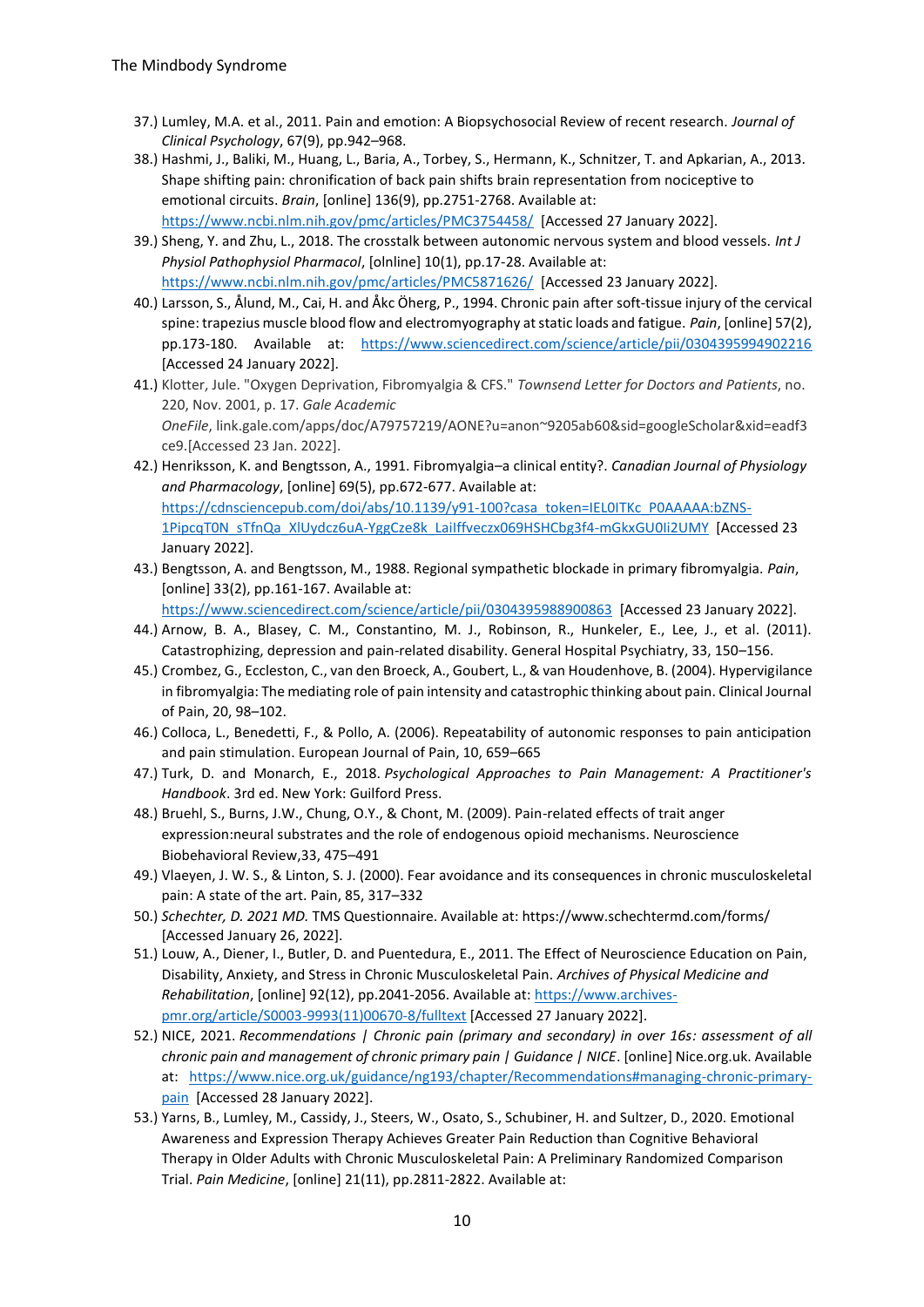37.) Lumley, M.A. et al., 2011. Pain and emotion: A Biopsychosocial Review of recent research. *Journal of Clinical Psychology*, 67(9), pp.942–968.

38.) Hashmi, J., Baliki, M., Huang, L., Baria, A., Torbey, S., Hermann, K., Schnitzer, T. and Apkarian, A., 2013. Shape shifting pain: chronification of back pain shifts brain representation from nociceptive to emotional circuits. *Brain*, [online] 136(9), pp.2751-2768. Available at: https://www.ncbi.nlm.nih.gov/pmc/articles/PMC3754458/ [Accessed 27 January 2022].

39.) Sheng, Y. and Zhu, L., 2018. The crosstalk between autonomic nervous system and blood vessels. *Int J Physiol Pathophysiol Pharmacol*, [olnline] 10(1), pp.17-28. Available at: https://www.ncbi.nlm.nih.gov/pmc/articles/PMC5871626/ [Accessed 23 January 2022].

40.) Larsson, S., Ålund, M., Cai, H. and Åkc Öherg, P., 1994. Chronic pain after soft-tissue injury of the cervical spine: trapezius muscle blood flow and electromyography at static loads and fatigue. *Pain*, [online] 57(2), pp.173-180. Available at: https://www.sciencedirect.com/science/article/pii/0304395994902216 [Accessed 24 January 2022].

41.) Klotter, Jule. "Oxygen Deprivation, Fibromyalgia & CFS." *Townsend Letter for Doctors and Patients*, no. 220, Nov. 2001, p. 17. *Gale Academic OneFile*, link.gale.com/apps/doc/A79757219/AONE?u=anon~9205ab60&sid=googleScholar&xid=eadf3ce9.[Accessed 23 Jan. 2022].

42.) Henriksson, K. and Bengtsson, A., 1991. Fibromyalgia–a clinical entity?. *Canadian Journal of Physiology and Pharmacology*, [online] 69(5), pp.672-677. Available at: https://cdnsciencepub.com/doi/abs/10.1139/y91-100?casa_token=IEL0ITKc_P0AAAAA:bZNS-1PipcqT0N_sTfnQa_XlUydcz6uA-YggCze8k_LaiIffveczx069HSHCbg3f4-mGkxGU0Ii2UMY [Accessed 23 January 2022].

43.) Bengtsson, A. and Bengtsson, M., 1988. Regional sympathetic blockade in primary fibromyalgia. *Pain*, [online] 33(2), pp.161-167. Available at: https://www.sciencedirect.com/science/article/pii/0304395988900863 [Accessed 23 January 2022].

44.) Arnow, B. A., Blasey, C. M., Constantino, M. J., Robinson, R., Hunkeler, E., Lee, J., et al. (2011). Catastrophizing, depression and pain-related disability. General Hospital Psychiatry, 33, 150–156.

45.) Crombez, G., Eccleston, C., van den Broeck, A., Goubert, L., & van Houdenhove, B. (2004). Hypervigilance in fibromyalgia: The mediating role of pain intensity and catastrophic thinking about pain. Clinical Journal of Pain, 20, 98–102.

46.) Colloca, L., Benedetti, F., & Pollo, A. (2006). Repeatability of autonomic responses to pain anticipation and pain stimulation. European Journal of Pain, 10, 659–665

47.) Turk, D. and Monarch, E., 2018. *Psychological Approaches to Pain Management: A Practitioner's Handbook*. 3rd ed. New York: Guilford Press.

48.) Bruehl, S., Burns, J.W., Chung, O.Y., & Chont, M. (2009). Pain-related effects of trait anger expression:neural substrates and the role of endogenous opioid mechanisms. Neuroscience Biobehavioral Review,33, 475–491

49.) Vlaeyen, J. W. S., & Linton, S. J. (2000). Fear avoidance and its consequences in chronic musculoskeletal pain: A state of the art. Pain, 85, 317–332

50.) *Schechter, D. 2021 MD.* TMS Questionnaire. Available at: https://www.schechtermd.com/forms/ [Accessed January 26, 2022].

51.) Louw, A., Diener, I., Butler, D. and Puentedura, E., 2011. The Effect of Neuroscience Education on Pain, Disability, Anxiety, and Stress in Chronic Musculoskeletal Pain. *Archives of Physical Medicine and Rehabilitation*, [online] 92(12), pp.2041-2056. Available at: https://www.archives-pmr.org/article/S0003-9993(11)00670-8/fulltext [Accessed 27 January 2022].

52.) NICE, 2021. *Recommendations | Chronic pain (primary and secondary) in over 16s: assessment of all chronic pain and management of chronic primary pain | Guidance | NICE*. [online] Nice.org.uk. Available at: https://www.nice.org.uk/guidance/ng193/chapter/Recommendations#managing-chronic-primary-pain [Accessed 28 January 2022].

53.) Yarns, B., Lumley, M., Cassidy, J., Steers, W., Osato, S., Schubiner, H. and Sultzer, D., 2020. Emotional Awareness and Expression Therapy Achieves Greater Pain Reduction than Cognitive Behavioral Therapy in Older Adults with Chronic Musculoskeletal Pain: A Preliminary Randomized Comparison Trial. *Pain Medicine*, [online] 21(11), pp.2811-2822. Available at: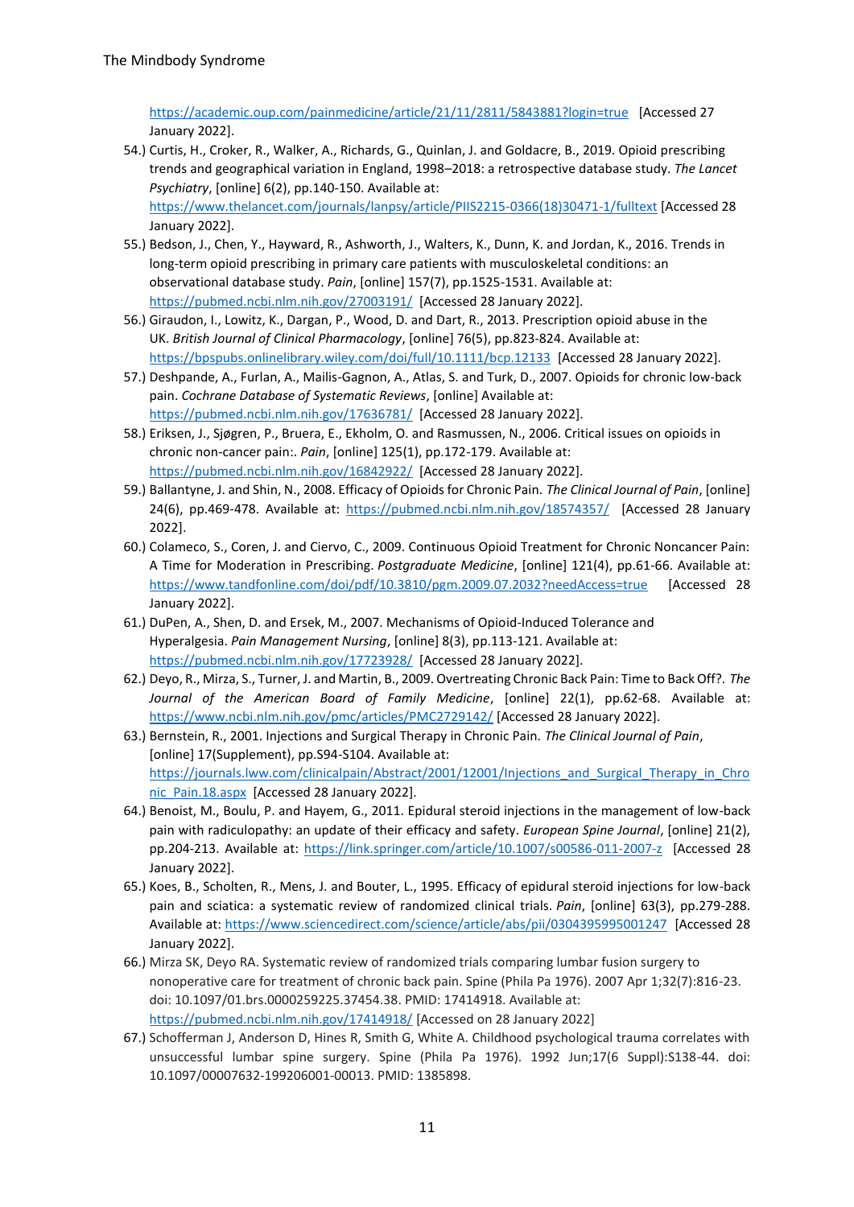https://academic.oup.com/painmedicine/article/21/11/2811/5843881?login=true [Accessed 27 January 2022].

54.) Curtis, H., Croker, R., Walker, A., Richards, G., Quinlan, J. and Goldacre, B., 2019. Opioid prescribing trends and geographical variation in England, 1998–2018: a retrospective database study. *The Lancet Psychiatry*, [online] 6(2), pp.140-150. Available at: https://www.thelancet.com/journals/lanpsy/article/PIIS2215-0366(18)30471-1/fulltext [Accessed 28 January 2022].

55.) Bedson, J., Chen, Y., Hayward, R., Ashworth, J., Walters, K., Dunn, K. and Jordan, K., 2016. Trends in long-term opioid prescribing in primary care patients with musculoskeletal conditions: an observational database study. *Pain*, [online] 157(7), pp.1525-1531. Available at: https://pubmed.ncbi.nlm.nih.gov/27003191/ [Accessed 28 January 2022].

56.) Giraudon, I., Lowitz, K., Dargan, P., Wood, D. and Dart, R., 2013. Prescription opioid abuse in the UK. *British Journal of Clinical Pharmacology*, [online] 76(5), pp.823-824. Available at: https://bpspubs.onlinelibrary.wiley.com/doi/full/10.1111/bcp.12133 [Accessed 28 January 2022].

57.) Deshpande, A., Furlan, A., Mailis-Gagnon, A., Atlas, S. and Turk, D., 2007. Opioids for chronic low-back pain. *Cochrane Database of Systematic Reviews*, [online] Available at: https://pubmed.ncbi.nlm.nih.gov/17636781/ [Accessed 28 January 2022].

58.) Eriksen, J., Sjøgren, P., Bruera, E., Ekholm, O. and Rasmussen, N., 2006. Critical issues on opioids in chronic non-cancer pain:. *Pain*, [online] 125(1), pp.172-179. Available at: https://pubmed.ncbi.nlm.nih.gov/16842922/ [Accessed 28 January 2022].

59.) Ballantyne, J. and Shin, N., 2008. Efficacy of Opioids for Chronic Pain. *The Clinical Journal of Pain*, [online] 24(6), pp.469-478. Available at: https://pubmed.ncbi.nlm.nih.gov/18574357/ [Accessed 28 January 2022].

60.) Colameco, S., Coren, J. and Ciervo, C., 2009. Continuous Opioid Treatment for Chronic Noncancer Pain: A Time for Moderation in Prescribing. *Postgraduate Medicine*, [online] 121(4), pp.61-66. Available at: https://www.tandfonline.com/doi/pdf/10.3810/pgm.2009.07.2032?needAccess=true [Accessed 28 January 2022].

61.) DuPen, A., Shen, D. and Ersek, M., 2007. Mechanisms of Opioid-Induced Tolerance and Hyperalgesia. *Pain Management Nursing*, [online] 8(3), pp.113-121. Available at: https://pubmed.ncbi.nlm.nih.gov/17723928/ [Accessed 28 January 2022].

62.) Deyo, R., Mirza, S., Turner, J. and Martin, B., 2009. Overtreating Chronic Back Pain: Time to Back Off?. *The Journal of the American Board of Family Medicine*, [online] 22(1), pp.62-68. Available at: https://www.ncbi.nlm.nih.gov/pmc/articles/PMC2729142/ [Accessed 28 January 2022].

63.) Bernstein, R., 2001. Injections and Surgical Therapy in Chronic Pain. *The Clinical Journal of Pain*, [online] 17(Supplement), pp.S94-S104. Available at: https://journals.lww.com/clinicalpain/Abstract/2001/12001/Injections_and_Surgical_Therapy_in_Chronic_Pain.18.aspx [Accessed 28 January 2022].

64.) Benoist, M., Boulu, P. and Hayem, G., 2011. Epidural steroid injections in the management of low-back pain with radiculopathy: an update of their efficacy and safety. *European Spine Journal*, [online] 21(2), pp.204-213. Available at: https://link.springer.com/article/10.1007/s00586-011-2007-z [Accessed 28 January 2022].

65.) Koes, B., Scholten, R., Mens, J. and Bouter, L., 1995. Efficacy of epidural steroid injections for low-back pain and sciatica: a systematic review of randomized clinical trials. *Pain*, [online] 63(3), pp.279-288. Available at: https://www.sciencedirect.com/science/article/abs/pii/0304395995001247 [Accessed 28 January 2022].

66.) Mirza SK, Deyo RA. Systematic review of randomized trials comparing lumbar fusion surgery to nonoperative care for treatment of chronic back pain. Spine (Phila Pa 1976). 2007 Apr 1;32(7):816-23. doi: 10.1097/01.brs.0000259225.37454.38. PMID: 17414918. Available at: https://pubmed.ncbi.nlm.nih.gov/17414918/ [Accessed on 28 January 2022]

67.) Schofferman J, Anderson D, Hines R, Smith G, White A. Childhood psychological trauma correlates with unsuccessful lumbar spine surgery. Spine (Phila Pa 1976). 1992 Jun;17(6 Suppl):S138-44. doi: 10.1097/00007632-199206001-00013. PMID: 1385898.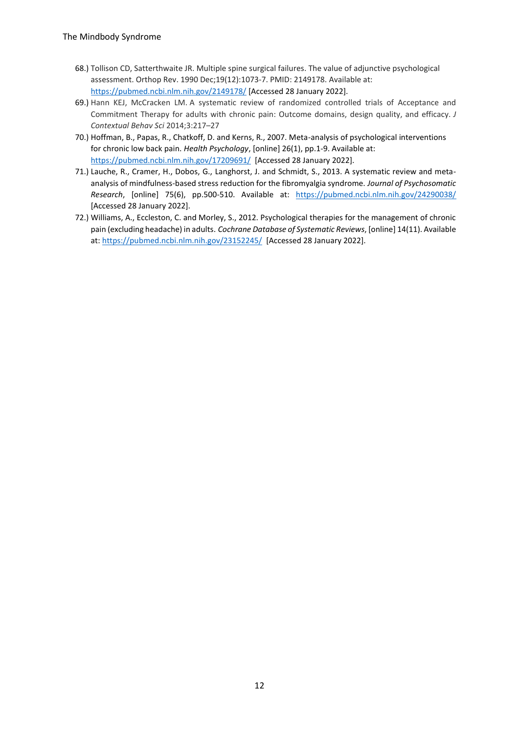68.) Tollison CD, Satterthwaite JR. Multiple spine surgical failures. The value of adjunctive psychological assessment. Orthop Rev. 1990 Dec;19(12):1073-7. PMID: 2149178. Available at: https://pubmed.ncbi.nlm.nih.gov/2149178/ [Accessed 28 January 2022].

69.) Hann KEJ, McCracken LM. A systematic review of randomized controlled trials of Acceptance and Commitment Therapy for adults with chronic pain: Outcome domains, design quality, and efficacy. *J Contextual Behav Sci* 2014;3:217–27

70.) Hoffman, B., Papas, R., Chatkoff, D. and Kerns, R., 2007. Meta-analysis of psychological interventions for chronic low back pain. *Health Psychology*, [online] 26(1), pp.1-9. Available at: https://pubmed.ncbi.nlm.nih.gov/17209691/ [Accessed 28 January 2022].

71.) Lauche, R., Cramer, H., Dobos, G., Langhorst, J. and Schmidt, S., 2013. A systematic review and meta-analysis of mindfulness-based stress reduction for the fibromyalgia syndrome. *Journal of Psychosomatic Research*, [online] 75(6), pp.500-510. Available at: https://pubmed.ncbi.nlm.nih.gov/24290038/ [Accessed 28 January 2022].

72.) Williams, A., Eccleston, C. and Morley, S., 2012. Psychological therapies for the management of chronic pain (excluding headache) in adults. *Cochrane Database of Systematic Reviews*, [online] 14(11). Available at: https://pubmed.ncbi.nlm.nih.gov/23152245/ [Accessed 28 January 2022].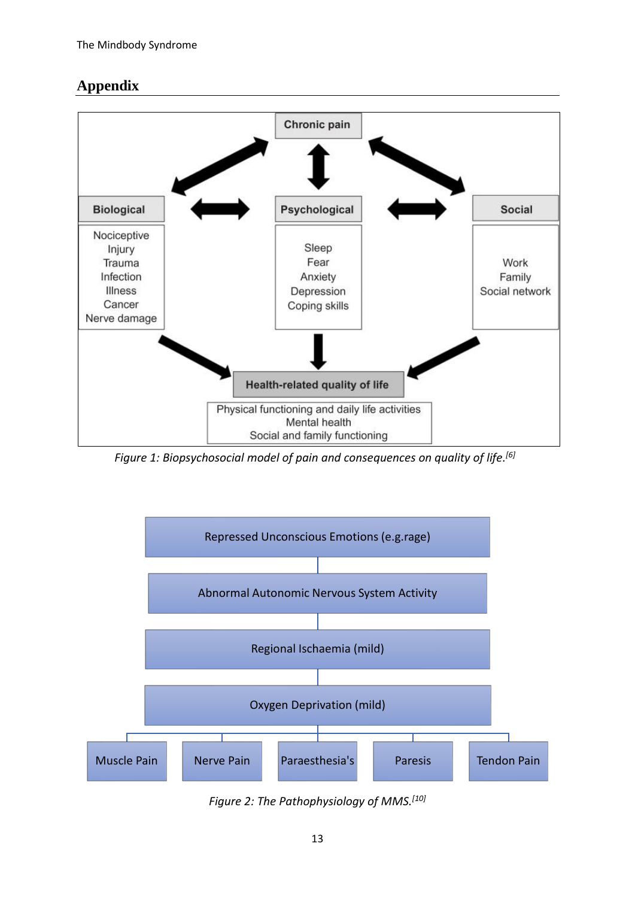## Appendix

**Chronic pain**

| Biological | Psychological | Social |
| --- | --- | --- |
| Nociceptive | Sleep | Work |
| Injury | Fear | Family |
| Trauma | Anxiety | Social network |
| Infection | Depression | |
| Illness | Coping skills | |
| Cancer | | |
| Nerve damage | | |

**Health-related quality of life**

Physical functioning and daily life activities
Mental health
Social and family functioning

*Figure 1: Biopsychosocial model of pain and consequences on quality of life.*[6]

Repressed Unconscious Emotions (e.g.rage)

Abnormal Autonomic Nervous System Activity

Regional Ischaemia (mild)

Oxygen Deprivation (mild)

Muscle Pain | Nerve Pain | Paraesthesia's | Paresis | Tendon Pain

*Figure 2: The Pathophysiology of MMS.*[10]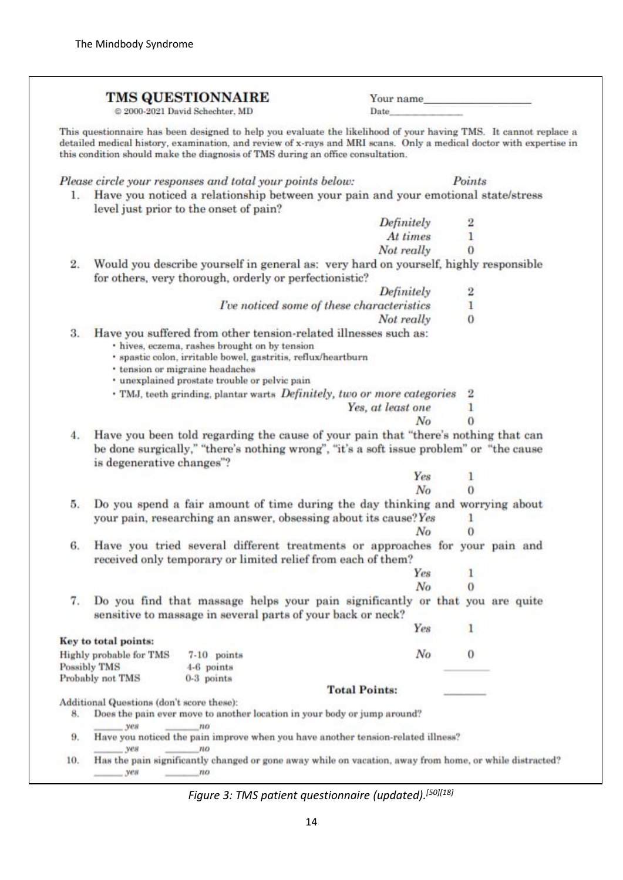**TMS QUESTIONNAIRE**
© 2000-2021 David Schechter, MD

Your name________________

Date______________

This questionnaire has been designed to help you evaluate the likelihood of your having TMS. It cannot replace a detailed medical history, examination, and review of x-rays and MRI scans. Only a medical doctor with expertise in this condition should make the diagnosis of TMS during an office consultation.

*Please circle your responses and total your points below:* *Points*

1. Have you noticed a relationship between your pain and your emotional state/stress level just prior to the onset of pain?

| | Points |
|---|---|
| *Definitely* | 2 |
| *At times* | 1 |
| *Not really* | 0 |

2. Would you describe yourself in general as: very hard on yourself, highly responsible for others, very thorough, orderly or perfectionistic?

| | Points |
|---|---|
| *Definitely* | 2 |
| *I've noticed some of these characteristics* | 1 |
| *Not really* | 0 |

3. Have you suffered from other tension-related illnesses such as:
   - hives, eczema, rashes brought on by tension
   - spastic colon, irritable bowel, gastritis, reflux/heartburn
   - tension or migraine headaches
   - unexplained prostate trouble or pelvic pain
   - TMJ, teeth grinding, plantar warts

| | Points |
|---|---|
| *Definitely, two or more categories* | 2 |
| *Yes, at least one* | 1 |
| *No* | 0 |

4. Have you been told regarding the cause of your pain that "there's nothing that can be done surgically," "there's nothing wrong", "it's a soft tissue problem" or "the cause is degenerative changes"?

| | Points |
|---|---|
| *Yes* | 1 |
| *No* | 0 |

5. Do you spend a fair amount of time during the day thinking and worrying about your pain, researching an answer, obsessing about its cause?

| | Points |
|---|---|
| *Yes* | 1 |
| *No* | 0 |

6. Have you tried several different treatments or approaches for your pain and received only temporary or limited relief from each of them?

| | Points |
|---|---|
| *Yes* | 1 |
| *No* | 0 |

7. Do you find that massage helps your pain significantly or that you are quite sensitive to massage in several parts of your back or neck?

| | Points |
|---|---|
| *Yes* | 1 |
| *No* | 0 |

**Key to total points:**

| | |
|---|---|
| Highly probable for TMS | 7-10 points |
| Possibly TMS | 4-6 points |
| Probably not TMS | 0-3 points |

**Total Points:** ________

Additional Questions (don't score these):

8. Does the pain ever move to another location in your body or jump around?
   ______ *yes* ______ *no*
9. Have you noticed the pain improve when you have another tension-related illness?
   ______ *yes* ______ *no*
10. Has the pain significantly changed or gone away while on vacation, away from home, or while distracted?
   ______ *yes* ______ *no*

*Figure 3: TMS patient questionnaire (updated).[50][18]*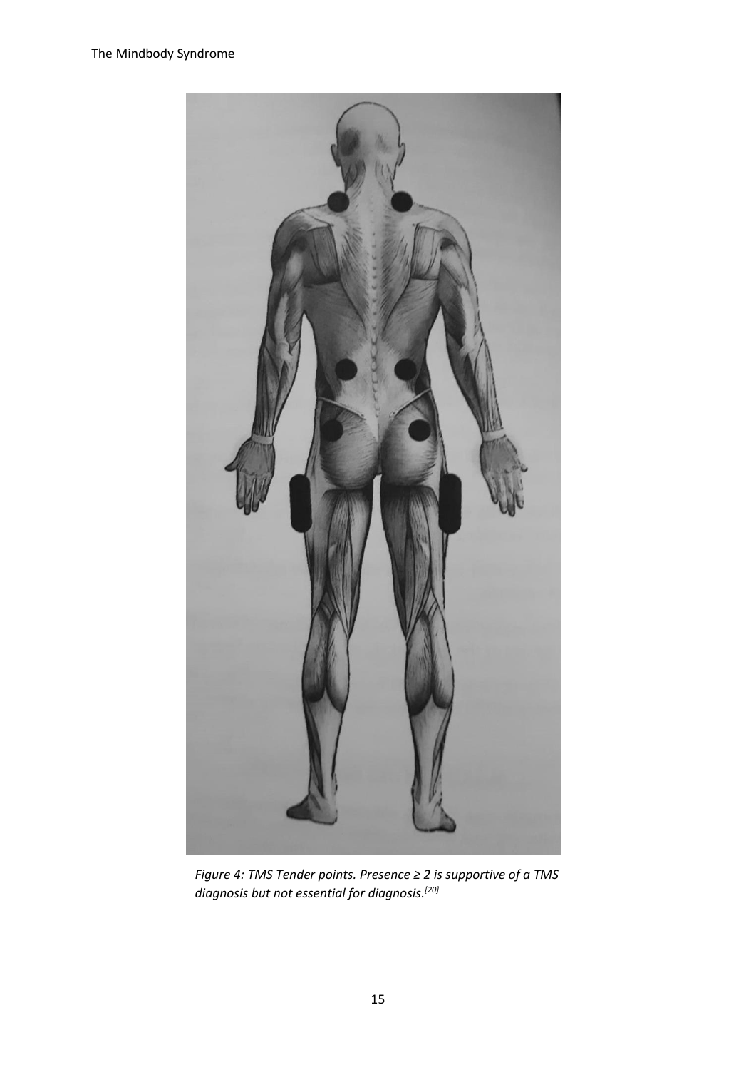*Figure 4: TMS Tender points. Presence ≥ 2 is supportive of a TMS diagnosis but not essential for diagnosis.[20]*